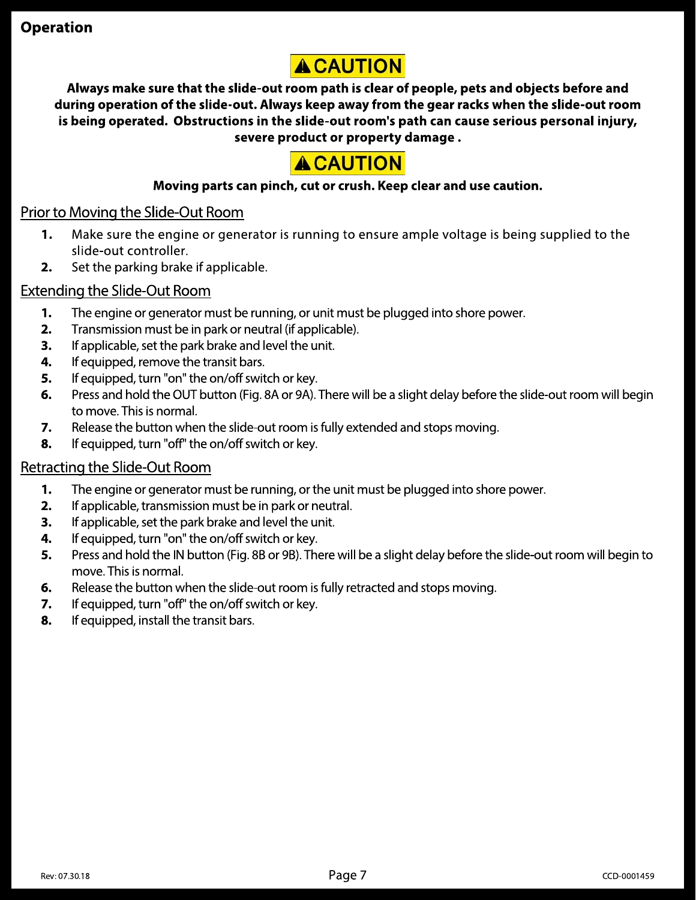## Operation

**⚠ CAUTION**

**Always make sure that the slide-out room path is clear of people, pets and objects before and during operation of the slide-out. Always keep away from the gear racks when the slide-out room is being operated. Obstructions in the slide-out room's path can cause serious personal injury, severe product or property damage .**

**⚠ CAUTION**

**Moving parts can pinch, cut or crush. Keep clear and use caution.**

### Prior to Moving the Slide-Out Room

1. Make sure the engine or generator is running to ensure ample voltage is being supplied to the slide-out controller.
2. Set the parking brake if applicable.

### Extending the Slide-Out Room

1. The engine or generator must be running, or unit must be plugged into shore power.
2. Transmission must be in park or neutral (if applicable).
3. If applicable, set the park brake and level the unit.
4. If equipped, remove the transit bars.
5. If equipped, turn "on" the on/off switch or key.
6. Press and hold the OUT button (Fig. 8A or 9A). There will be a slight delay before the slide-out room will begin to move. This is normal.
7. Release the button when the slide-out room is fully extended and stops moving.
8. If equipped, turn "off" the on/off switch or key.

### Retracting the Slide-Out Room

1. The engine or generator must be running, or the unit must be plugged into shore power.
2. If applicable, transmission must be in park or neutral.
3. If applicable, set the park brake and level the unit.
4. If equipped, turn "on" the on/off switch or key.
5. Press and hold the IN button (Fig. 8B or 9B). There will be a slight delay before the slide-out room will begin to move. This is normal.
6. Release the button when the slide-out room is fully retracted and stops moving.
7. If equipped, turn "off" the on/off switch or key.
8. If equipped, install the transit bars.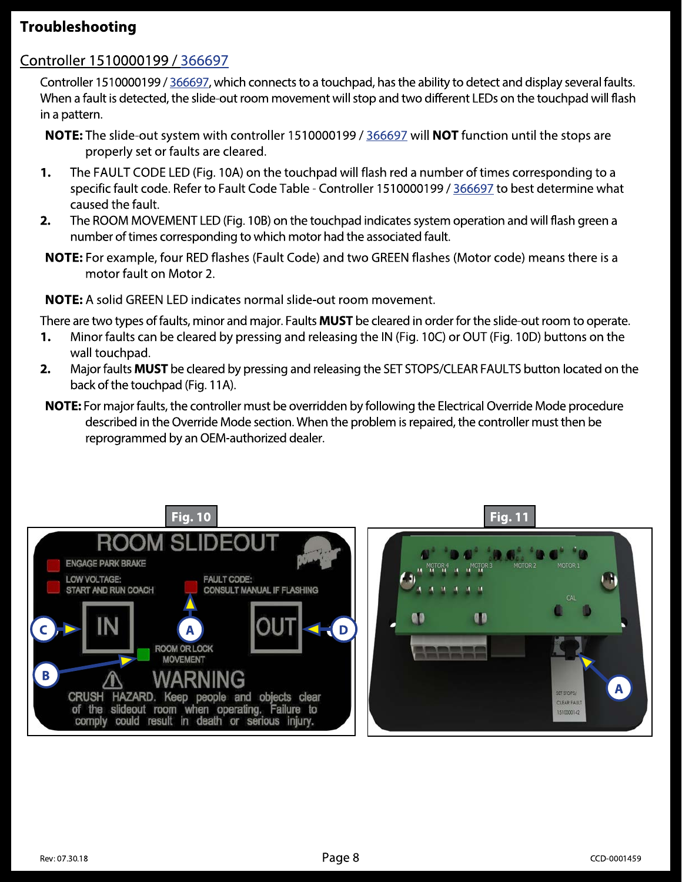# Troubleshooting

## Controller 1510000199 / 366697

Controller 1510000199 / 366697, which connects to a touchpad, has the ability to detect and display several faults. When a fault is detected, the slide-out room movement will stop and two different LEDs on the touchpad will flash in a pattern.

**NOTE:** The slide-out system with controller 1510000199 / 366697 will **NOT** function until the stops are properly set or faults are cleared.

1. The FAULT CODE LED (Fig. 10A) on the touchpad will flash red a number of times corresponding to a specific fault code. Refer to Fault Code Table - Controller 1510000199 / 366697 to best determine what caused the fault.
2. The ROOM MOVEMENT LED (Fig. 10B) on the touchpad indicates system operation and will flash green a number of times corresponding to which motor had the associated fault.

**NOTE:** For example, four RED flashes (Fault Code) and two GREEN flashes (Motor code) means there is a motor fault on Motor 2.

**NOTE:** A solid GREEN LED indicates normal slide-out room movement.

There are two types of faults, minor and major. Faults **MUST** be cleared in order for the slide-out room to operate.

1. Minor faults can be cleared by pressing and releasing the IN (Fig. 10C) or OUT (Fig. 10D) buttons on the wall touchpad.
2. Major faults **MUST** be cleared by pressing and releasing the SET STOPS/CLEAR FAULTS button located on the back of the touchpad (Fig. 11A).

**NOTE:** For major faults, the controller must be overridden by following the Electrical Override Mode procedure described in the Override Mode section. When the problem is repaired, the controller must then be reprogrammed by an OEM-authorized dealer.

Fig. 10

Fig. 11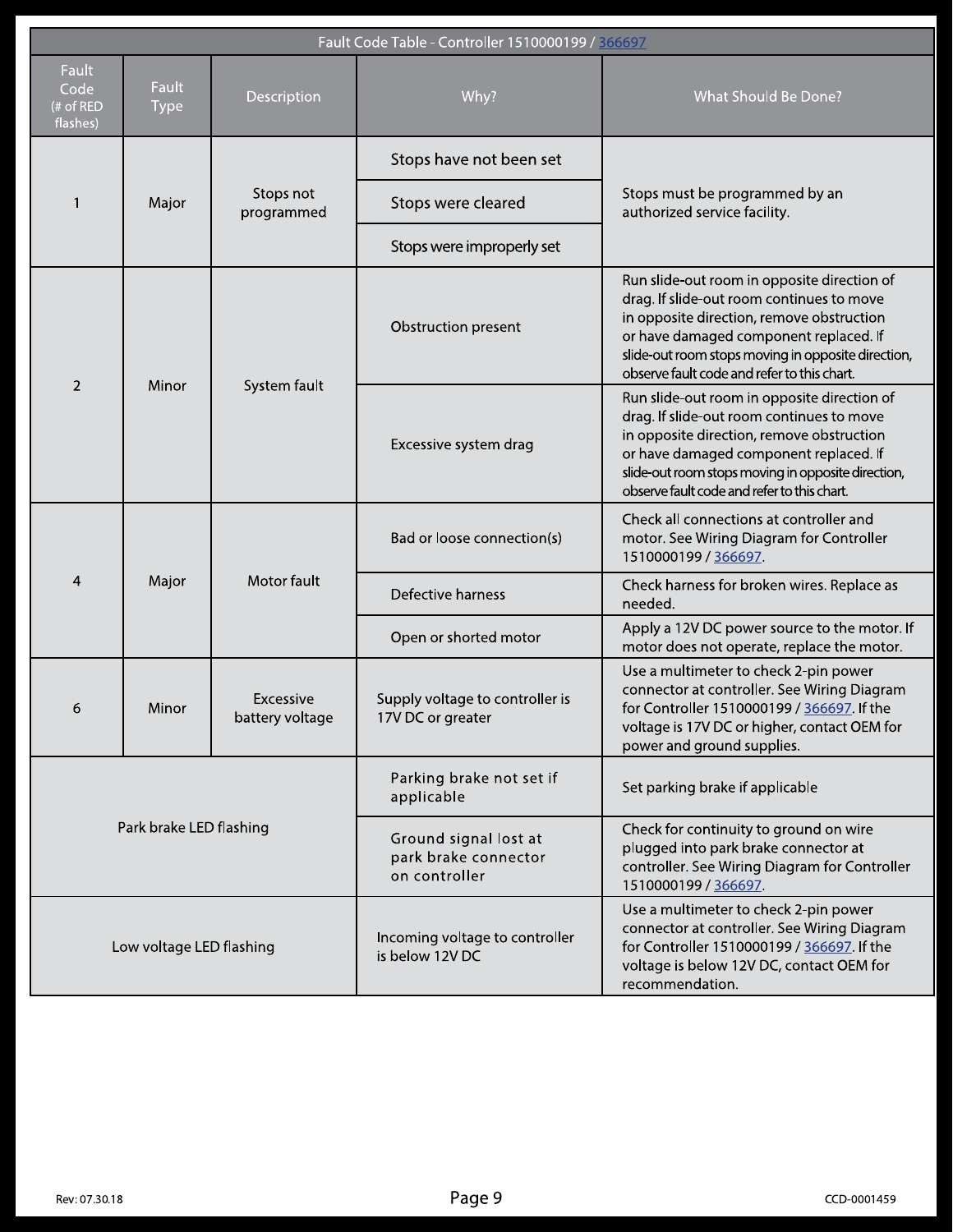| Fault Code Table - Controller 1510000199 / 366697 | | | | |
|---|---|---|---|---|
| **Fault Code** (# of RED flashes) | **Fault Type** | **Description** | **Why?** | **What Should Be Done?** |
| 1 | Major | Stops not programmed | Stops have not been set | Stops must be programmed by an authorized service facility. |
| | | | Stops were cleared | |
| | | | Stops were improperly set | |
| 2 | Minor | System fault | Obstruction present | Run slide-out room in opposite direction of drag. If slide-out room continues to move in opposite direction, remove obstruction or have damaged component replaced. If slide-out room stops moving in opposite direction, observe fault code and refer to this chart. |
| | | | Excessive system drag | Run slide-out room in opposite direction of drag. If slide-out room continues to move in opposite direction, remove obstruction or have damaged component replaced. If slide-out room stops moving in opposite direction, observe fault code and refer to this chart. |
| 4 | Major | Motor fault | Bad or loose connection(s) | Check all connections at controller and motor. See Wiring Diagram for Controller 1510000199 / 366697. |
| | | | Defective harness | Check harness for broken wires. Replace as needed. |
| | | | Open or shorted motor | Apply a 12V DC power source to the motor. If motor does not operate, replace the motor. |
| 6 | Minor | Excessive battery voltage | Supply voltage to controller is 17V DC or greater | Use a multimeter to check 2-pin power connector at controller. See Wiring Diagram for Controller 1510000199 / 366697. If the voltage is 17V DC or higher, contact OEM for power and ground supplies. |
| Park brake LED flashing | | | Parking brake not set if applicable | Set parking brake if applicable |
| | | | Ground signal lost at park brake connector on controller | Check for continuity to ground on wire plugged into park brake connector at controller. See Wiring Diagram for Controller 1510000199 / 366697. |
| Low voltage LED flashing | | | Incoming voltage to controller is below 12V DC | Use a multimeter to check 2-pin power connector at controller. See Wiring Diagram for Controller 1510000199 / 366697. If the voltage is below 12V DC, contact OEM for recommendation. |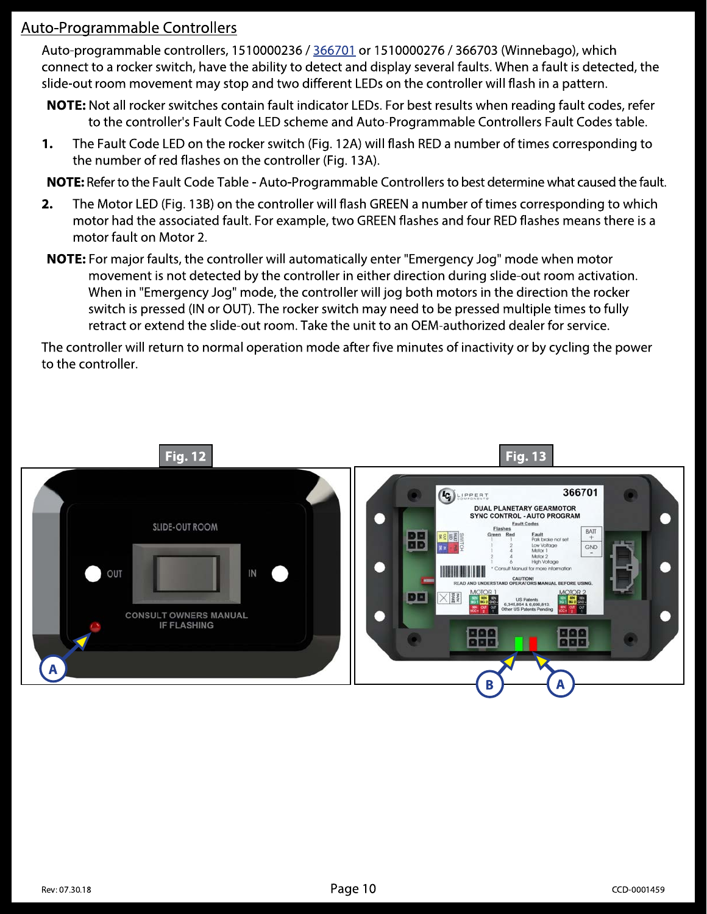## Auto-Programmable Controllers

Auto-programmable controllers, 1510000236 / 366701 or 1510000276 / 366703 (Winnebago), which connect to a rocker switch, have the ability to detect and display several faults. When a fault is detected, the slide-out room movement may stop and two different LEDs on the controller will flash in a pattern.

**NOTE:** Not all rocker switches contain fault indicator LEDs. For best results when reading fault codes, refer to the controller's Fault Code LED scheme and Auto-Programmable Controllers Fault Codes table.

1. The Fault Code LED on the rocker switch (Fig. 12A) will flash RED a number of times corresponding to the number of red flashes on the controller (Fig. 13A).

**NOTE:** Refer to the Fault Code Table - Auto-Programmable Controllers to best determine what caused the fault.

2. The Motor LED (Fig. 13B) on the controller will flash GREEN a number of times corresponding to which motor had the associated fault. For example, two GREEN flashes and four RED flashes means there is a motor fault on Motor 2.

**NOTE:** For major faults, the controller will automatically enter "Emergency Jog" mode when motor movement is not detected by the controller in either direction during slide-out room activation. When in "Emergency Jog" mode, the controller will jog both motors in the direction the rocker switch is pressed (IN or OUT). The rocker switch may need to be pressed multiple times to fully retract or extend the slide-out room. Take the unit to an OEM-authorized dealer for service.

The controller will return to normal operation mode after five minutes of inactivity or by cycling the power to the controller.

Fig. 12

Fig. 13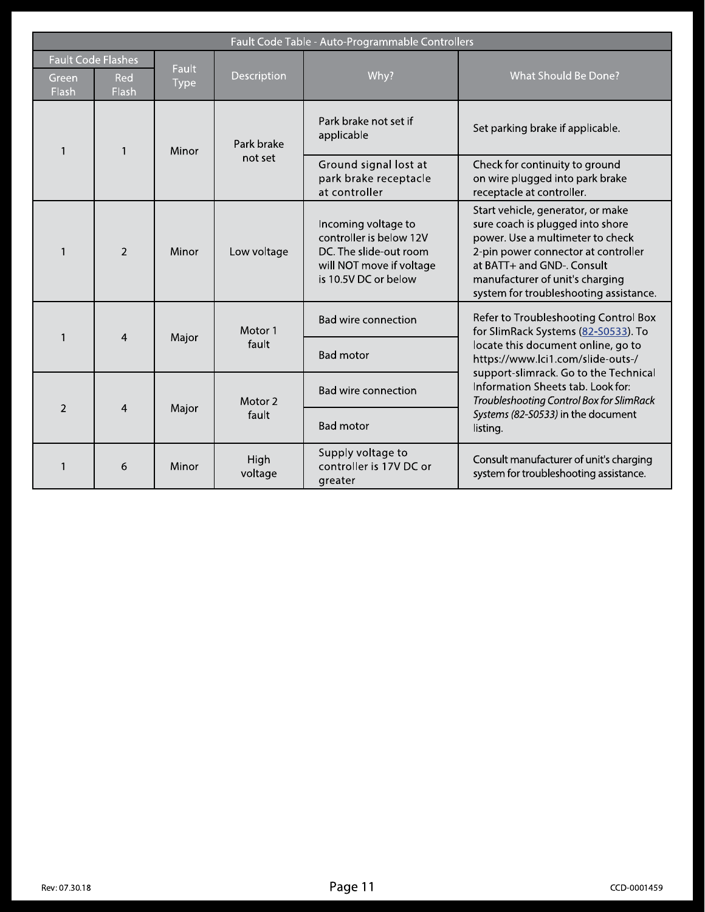| Fault Code Table - Auto-Programmable Controllers | | | | | |
|---|---|---|---|---|---|
| Fault Code Flashes | | Fault Type | Description | Why? | What Should Be Done? |
| Green Flash | Red Flash | | | | |
| 1 | 1 | Minor | Park brake not set | Park brake not set if applicable | Set parking brake if applicable. |
| | | | | Ground signal lost at park brake receptacle at controller | Check for continuity to ground on wire plugged into park brake receptacle at controller. |
| 1 | 2 | Minor | Low voltage | Incoming voltage to controller is below 12V DC. The slide-out room will NOT move if voltage is 10.5V DC or below | Start vehicle, generator, or make sure coach is plugged into shore power. Use a multimeter to check 2-pin power connector at controller at BATT+ and GND-. Consult manufacturer of unit's charging system for troubleshooting assistance. |
| 1 | 4 | Major | Motor 1 fault | Bad wire connection | Refer to Troubleshooting Control Box for SlimRack Systems (82-S0533). To locate this document online, go to https://www.lci1.com/slide-outs-/support-slimrack. Go to the Technical Information Sheets tab. Look for: *Troubleshooting Control Box for SlimRack Systems (82-S0533)* in the document listing. |
| | | | | Bad motor | |
| 2 | 4 | Major | Motor 2 fault | Bad wire connection | |
| | | | | Bad motor | |
| 1 | 6 | Minor | High voltage | Supply voltage to controller is 17V DC or greater | Consult manufacturer of unit's charging system for troubleshooting assistance. |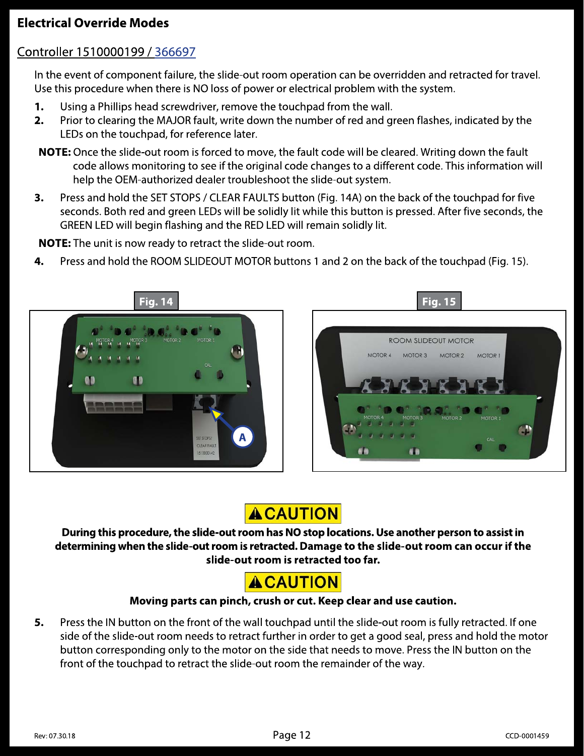## Electrical Override Modes

### Controller 1510000199 / 366697

In the event of component failure, the slide-out room operation can be overridden and retracted for travel. Use this procedure when there is NO loss of power or electrical problem with the system.

1. Using a Phillips head screwdriver, remove the touchpad from the wall.
2. Prior to clearing the MAJOR fault, write down the number of red and green flashes, indicated by the LEDs on the touchpad, for reference later.

**NOTE:** Once the slide-out room is forced to move, the fault code will be cleared. Writing down the fault code allows monitoring to see if the original code changes to a different code. This information will help the OEM-authorized dealer troubleshoot the slide-out system.

3. Press and hold the SET STOPS / CLEAR FAULTS button (Fig. 14A) on the back of the touchpad for five seconds. Both red and green LEDs will be solidly lit while this button is pressed. After five seconds, the GREEN LED will begin flashing and the RED LED will remain solidly lit.

**NOTE:** The unit is now ready to retract the slide-out room.

4. Press and hold the ROOM SLIDEOUT MOTOR buttons 1 and 2 on the back of the touchpad (Fig. 15).

Fig. 14

Fig. 15

**⚠CAUTION**

**During this procedure, the slide-out room has NO stop locations. Use another person to assist in determining when the slide-out room is retracted. Damage to the slide-out room can occur if the slide-out room is retracted too far.**

**⚠CAUTION**

**Moving parts can pinch, crush or cut. Keep clear and use caution.**

5. Press the IN button on the front of the wall touchpad until the slide-out room is fully retracted. If one side of the slide-out room needs to retract further in order to get a good seal, press and hold the motor button corresponding only to the motor on the side that needs to move. Press the IN button on the front of the touchpad to retract the slide-out room the remainder of the way.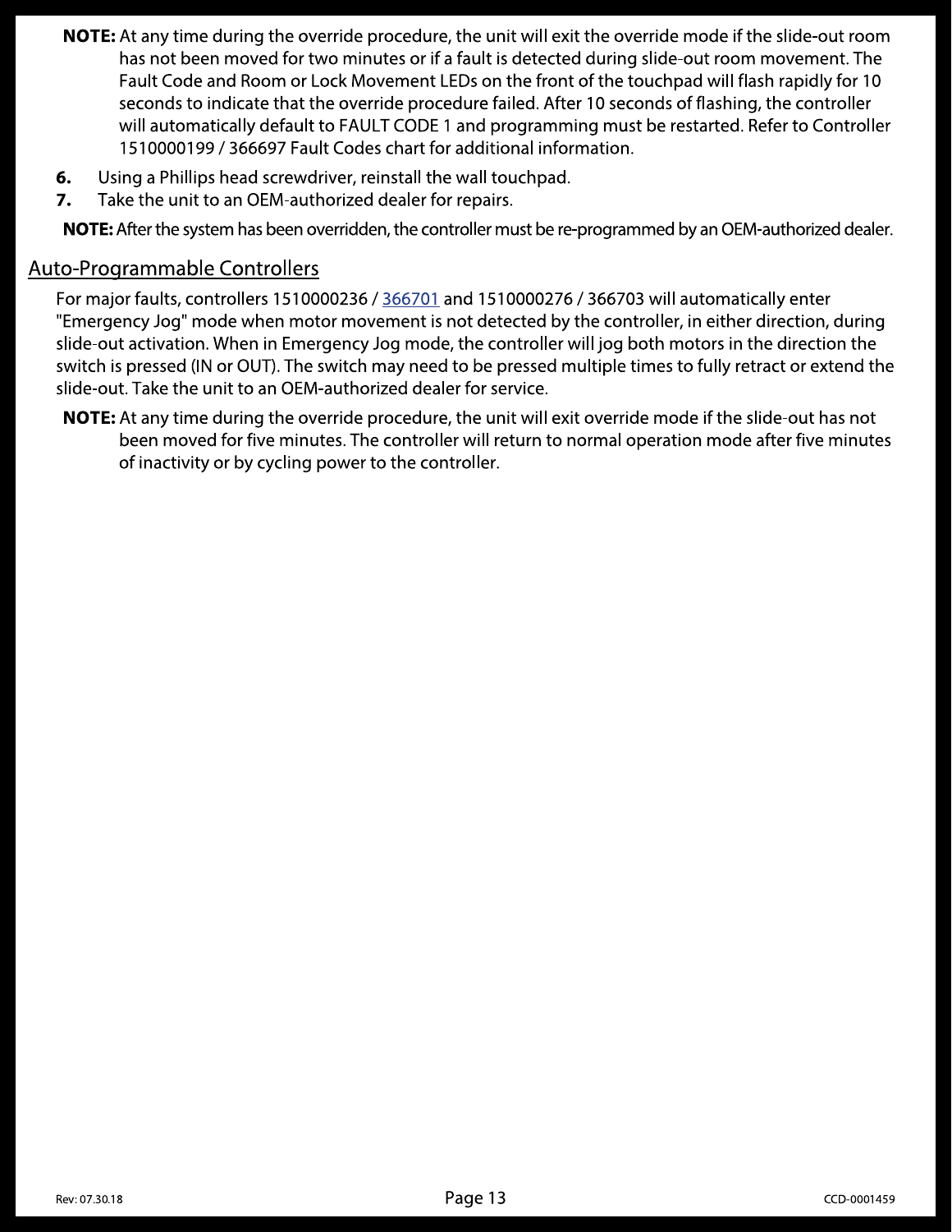**NOTE:** At any time during the override procedure, the unit will exit the override mode if the slide-out room has not been moved for two minutes or if a fault is detected during slide-out room movement. The Fault Code and Room or Lock Movement LEDs on the front of the touchpad will flash rapidly for 10 seconds to indicate that the override procedure failed. After 10 seconds of flashing, the controller will automatically default to FAULT CODE 1 and programming must be restarted. Refer to Controller 1510000199 / 366697 Fault Codes chart for additional information.

6. Using a Phillips head screwdriver, reinstall the wall touchpad.
7. Take the unit to an OEM-authorized dealer for repairs.

**NOTE:** After the system has been overridden, the controller must be re-programmed by an OEM-authorized dealer.

## Auto-Programmable Controllers

For major faults, controllers 1510000236 / 366701 and 1510000276 / 366703 will automatically enter "Emergency Jog" mode when motor movement is not detected by the controller, in either direction, during slide-out activation. When in Emergency Jog mode, the controller will jog both motors in the direction the switch is pressed (IN or OUT). The switch may need to be pressed multiple times to fully retract or extend the slide-out. Take the unit to an OEM-authorized dealer for service.

**NOTE:** At any time during the override procedure, the unit will exit override mode if the slide-out has not been moved for five minutes. The controller will return to normal operation mode after five minutes of inactivity or by cycling power to the controller.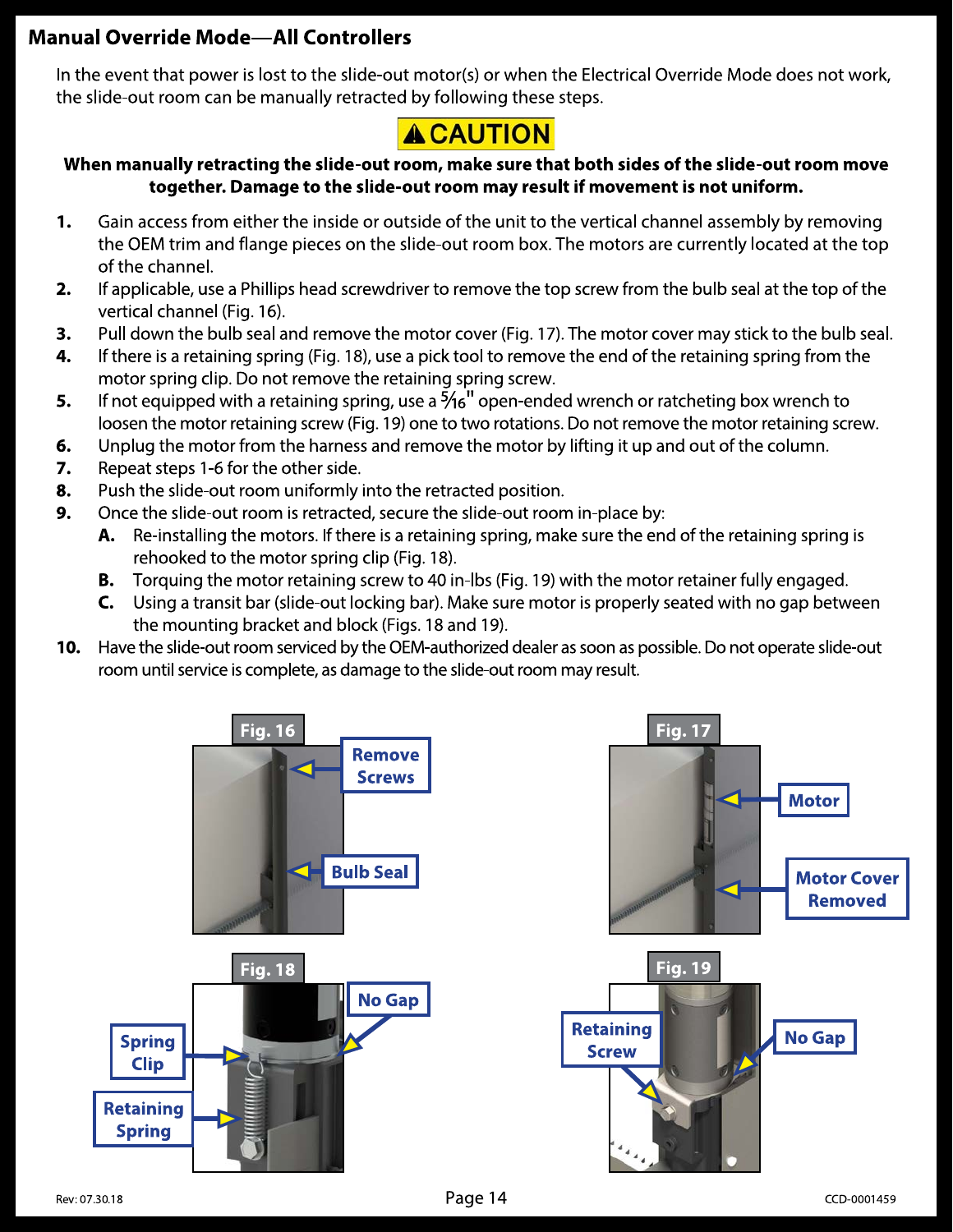## Manual Override Mode—All Controllers

In the event that power is lost to the slide-out motor(s) or when the Electrical Override Mode does not work, the slide-out room can be manually retracted by following these steps.

**⚠ CAUTION**

**When manually retracting the slide-out room, make sure that both sides of the slide-out room move together. Damage to the slide-out room may result if movement is not uniform.**

1. Gain access from either the inside or outside of the unit to the vertical channel assembly by removing the OEM trim and flange pieces on the slide-out room box. The motors are currently located at the top of the channel.
2. If applicable, use a Phillips head screwdriver to remove the top screw from the bulb seal at the top of the vertical channel (Fig. 16).
3. Pull down the bulb seal and remove the motor cover (Fig. 17). The motor cover may stick to the bulb seal.
4. If there is a retaining spring (Fig. 18), use a pick tool to remove the end of the retaining spring from the motor spring clip. Do not remove the retaining spring screw.
5. If not equipped with a retaining spring, use a 5⁄16" open-ended wrench or ratcheting box wrench to loosen the motor retaining screw (Fig. 19) one to two rotations. Do not remove the motor retaining screw.
6. Unplug the motor from the harness and remove the motor by lifting it up and out of the column.
7. Repeat steps 1-6 for the other side.
8. Push the slide-out room uniformly into the retracted position.
9. Once the slide-out room is retracted, secure the slide-out room in-place by:
   - **A.** Re-installing the motors. If there is a retaining spring, make sure the end of the retaining spring is rehooked to the motor spring clip (Fig. 18).
   - **B.** Torquing the motor retaining screw to 40 in-lbs (Fig. 19) with the motor retainer fully engaged.
   - **C.** Using a transit bar (slide-out locking bar). Make sure motor is properly seated with no gap between the mounting bracket and block (Figs. 18 and 19).
10. Have the slide-out room serviced by the OEM-authorized dealer as soon as possible. Do not operate slide-out room until service is complete, as damage to the slide-out room may result.

Fig. 16 — Remove Screws; Bulb Seal

Fig. 17 — Motor; Motor Cover Removed

Fig. 18 — Spring Clip; Retaining Spring; No Gap

Fig. 19 — Retaining Screw; No Gap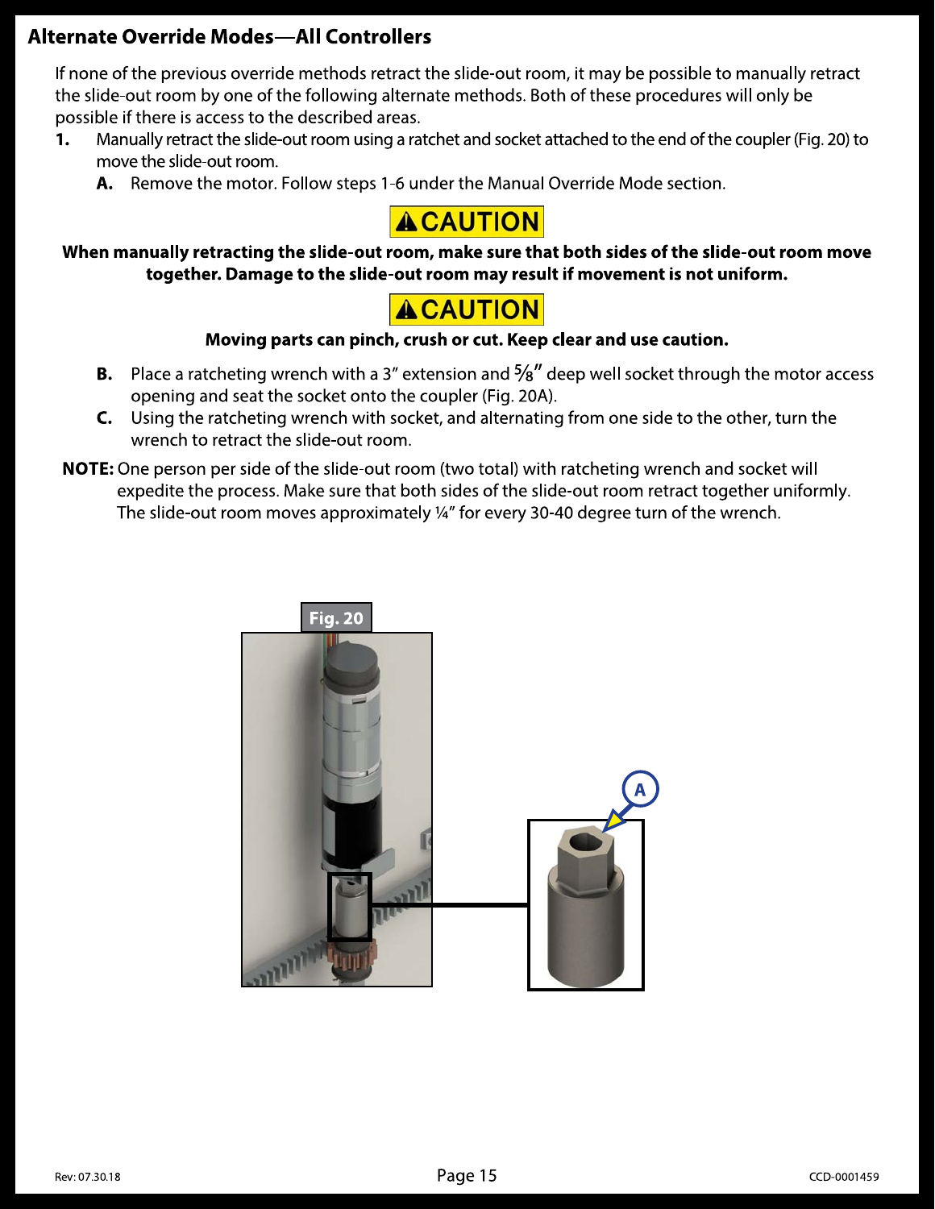## Alternate Override Modes—All Controllers

If none of the previous override methods retract the slide-out room, it may be possible to manually retract the slide-out room by one of the following alternate methods. Both of these procedures will only be possible if there is access to the described areas.

1. Manually retract the slide-out room using a ratchet and socket attached to the end of the coupler (Fig. 20) to move the slide-out room.
   - **A.** Remove the motor. Follow steps 1-6 under the Manual Override Mode section.

**⚠CAUTION**

**When manually retracting the slide-out room, make sure that both sides of the slide-out room move together. Damage to the slide-out room may result if movement is not uniform.**

**⚠CAUTION**

**Moving parts can pinch, crush or cut. Keep clear and use caution.**

   - **B.** Place a ratcheting wrench with a 3" extension and 5⁄8" deep well socket through the motor access opening and seat the socket onto the coupler (Fig. 20A).
   - **C.** Using the ratcheting wrench with socket, and alternating from one side to the other, turn the wrench to retract the slide-out room.

**NOTE:** One person per side of the slide-out room (two total) with ratcheting wrench and socket will expedite the process. Make sure that both sides of the slide-out room retract together uniformly. The slide-out room moves approximately ¼" for every 30-40 degree turn of the wrench.

Fig. 20

A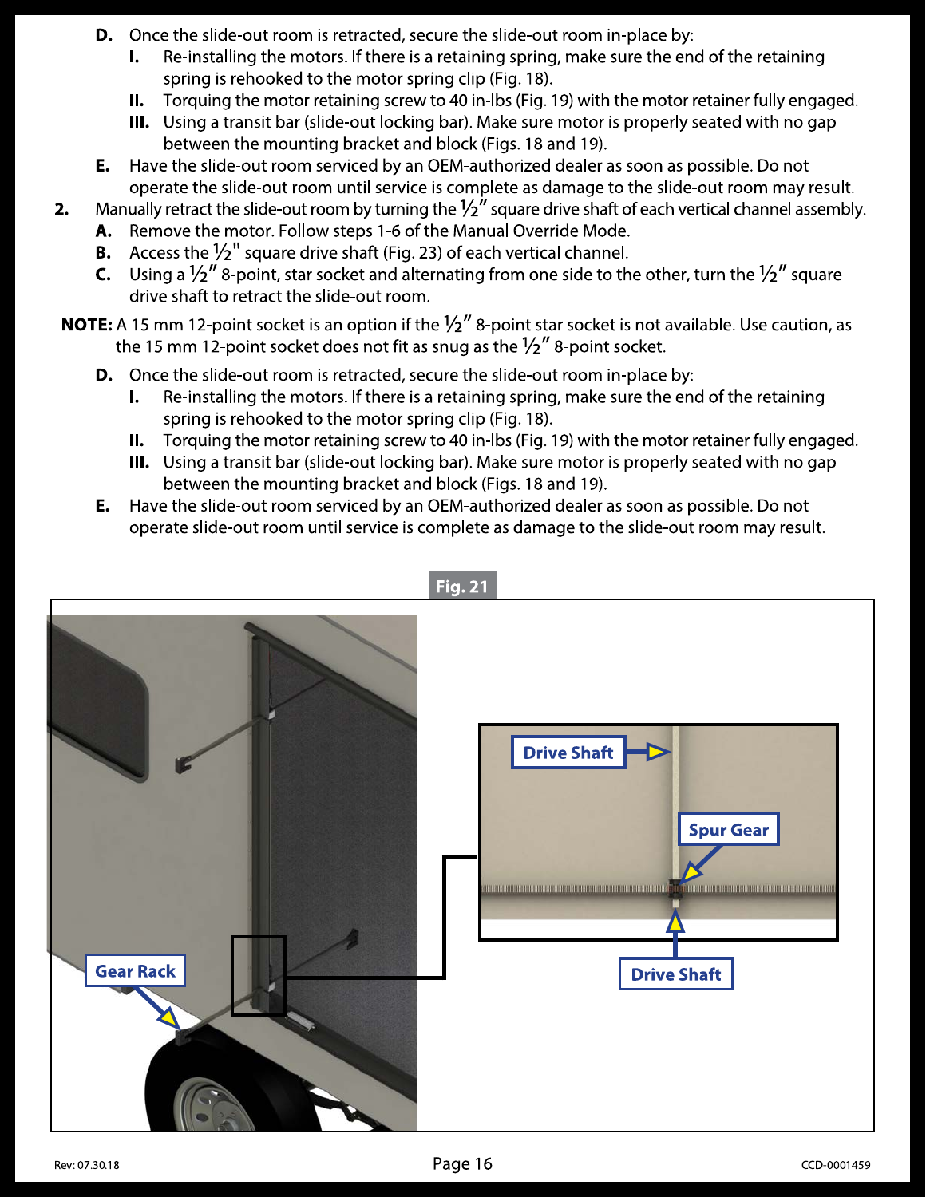D. Once the slide-out room is retracted, secure the slide-out room in-place by:
   I. Re-installing the motors. If there is a retaining spring, make sure the end of the retaining spring is rehooked to the motor spring clip (Fig. 18).
   II. Torquing the motor retaining screw to 40 in-lbs (Fig. 19) with the motor retainer fully engaged.
   III. Using a transit bar (slide-out locking bar). Make sure motor is properly seated with no gap between the mounting bracket and block (Figs. 18 and 19).

E. Have the slide-out room serviced by an OEM-authorized dealer as soon as possible. Do not operate the slide-out room until service is complete as damage to the slide-out room may result.

2. Manually retract the slide-out room by turning the ½" square drive shaft of each vertical channel assembly.
   A. Remove the motor. Follow steps 1-6 of the Manual Override Mode.
   B. Access the ½" square drive shaft (Fig. 23) of each vertical channel.
   C. Using a ½" 8-point, star socket and alternating from one side to the other, turn the ½" square drive shaft to retract the slide-out room.

**NOTE:** A 15 mm 12-point socket is an option if the ½" 8-point star socket is not available. Use caution, as the 15 mm 12-point socket does not fit as snug as the ½" 8-point socket.

   D. Once the slide-out room is retracted, secure the slide-out room in-place by:
      I. Re-installing the motors. If there is a retaining spring, make sure the end of the retaining spring is rehooked to the motor spring clip (Fig. 18).
      II. Torquing the motor retaining screw to 40 in-lbs (Fig. 19) with the motor retainer fully engaged.
      III. Using a transit bar (slide-out locking bar). Make sure motor is properly seated with no gap between the mounting bracket and block (Figs. 18 and 19).
   E. Have the slide-out room serviced by an OEM-authorized dealer as soon as possible. Do not operate slide-out room until service is complete as damage to the slide-out room may result.

**Fig. 21**

Gear Rack

Drive Shaft

Spur Gear

Drive Shaft